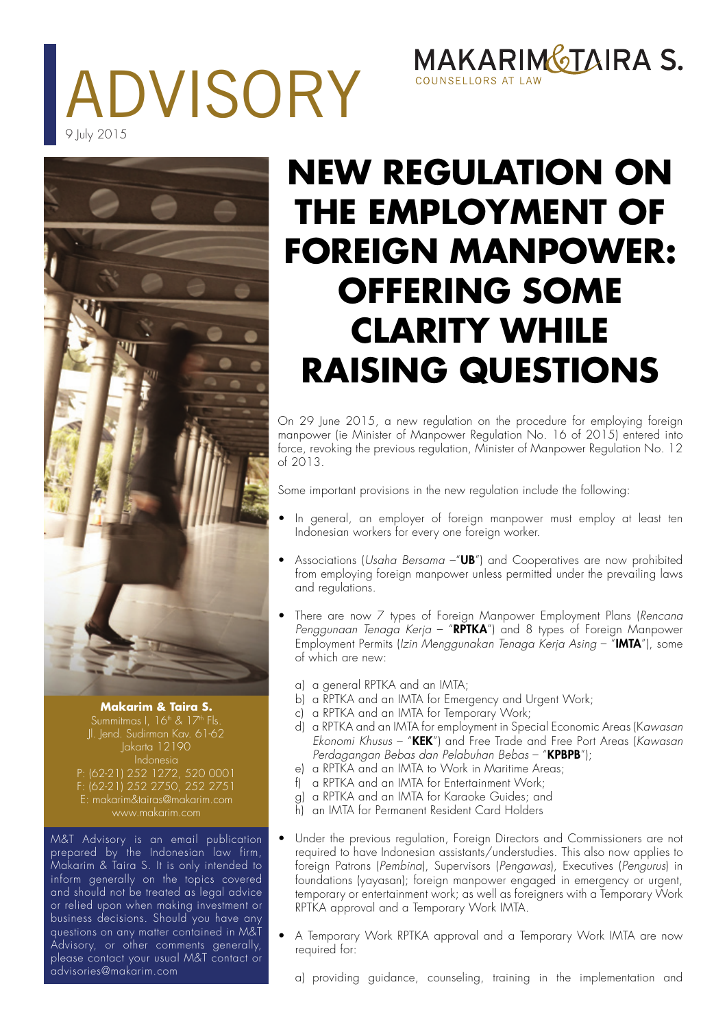# ADVISORY

9 July 2015

MAKARIM & TAIRA S.
COUNSELLORS AT LAW

# NEW REGULATION ON THE EMPLOYMENT OF FOREIGN MANPOWER: OFFERING SOME CLARITY WHILE RAISING QUESTIONS

On 29 June 2015, a new regulation on the procedure for employing foreign manpower (ie Minister of Manpower Regulation No. 16 of 2015) entered into force, revoking the previous regulation, Minister of Manpower Regulation No. 12 of 2013.

Some important provisions in the new regulation include the following:

- In general, an employer of foreign manpower must employ at least ten Indonesian workers for every one foreign worker.
- Associations (*Usaha Bersama* –"**UB**") and Cooperatives are now prohibited from employing foreign manpower unless permitted under the prevailing laws and regulations.
- There are now 7 types of Foreign Manpower Employment Plans (*Rencana Penggunaan Tenaga Kerja* – "**RPTKA**") and 8 types of Foreign Manpower Employment Permits (*Izin Menggunakan Tenaga Kerja Asing* – "**IMTA**"), some of which are new:

  a) a general RPTKA and an IMTA;
  b) a RPTKA and an IMTA for Emergency and Urgent Work;
  c) a RPTKA and an IMTA for Temporary Work;
  d) a RPTKA and an IMTA for employment in Special Economic Areas (*Kawasan Ekonomi Khusus* – "**KEK**") and Free Trade and Free Port Areas (*Kawasan Perdagangan Bebas dan Pelabuhan Bebas* – "**KPBPB**");
  e) a RPTKA and an IMTA to Work in Maritime Areas;
  f) a RPTKA and an IMTA for Entertainment Work;
  g) a RPTKA and an IMTA for Karaoke Guides; and
  h) an IMTA for Permanent Resident Card Holders

- Under the previous regulation, Foreign Directors and Commissioners are not required to have Indonesian assistants/understudies. This also now applies to foreign Patrons (*Pembina*), Supervisors (*Pengawas*), Executives (*Pengurus*) in foundations (yayasan); foreign manpower engaged in emergency or urgent, temporary or entertainment work; as well as foreigners with a Temporary Work RPTKA approval and a Temporary Work IMTA.
- A Temporary Work RPTKA approval and a Temporary Work IMTA are now required for:

  a) providing guidance, counseling, training in the implementation and

**Makarim & Taira S.**
Summitmas I, 16[th] & 17[th] Fls.
Jl. Jend. Sudirman Kav. 61-62
Jakarta 12190
Indonesia
P: (62-21) 252 1272, 520 0001
F: (62-21) 252 2750, 252 2751
E: makarim&tairas@makarim.com
www.makarim.com

M&T Advisory is an email publication prepared by the Indonesian law firm, Makarim & Taira S. It is only intended to inform generally on the topics covered and should not be treated as legal advice or relied upon when making investment or business decisions. Should you have any questions on any matter contained in M&T Advisory, or other comments generally, please contact your usual M&T contact or advisories@makarim.com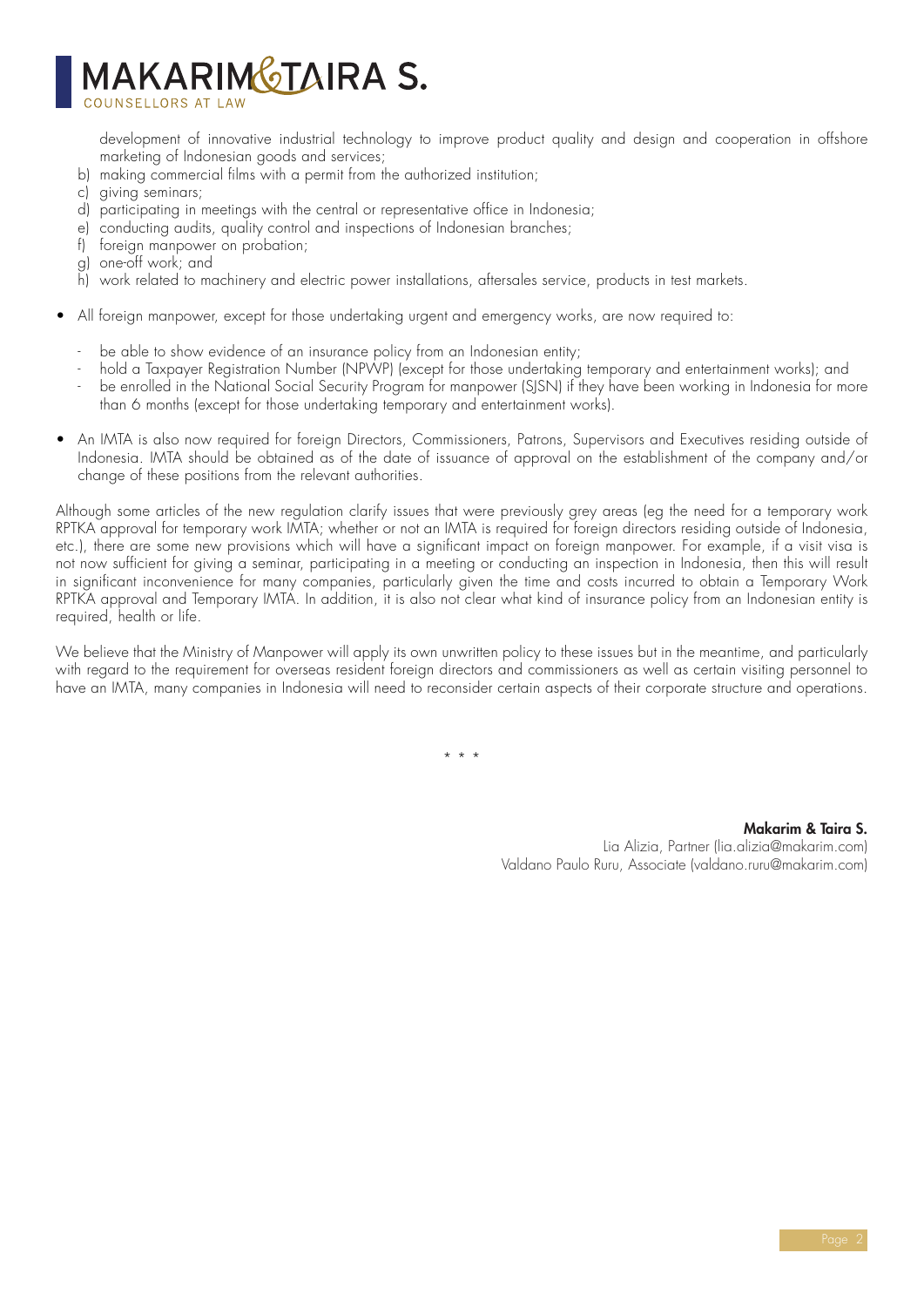development of innovative industrial technology to improve product quality and design and cooperation in offshore marketing of Indonesian goods and services;

b) making commercial films with a permit from the authorized institution;
c) giving seminars;
d) participating in meetings with the central or representative office in Indonesia;
e) conducting audits, quality control and inspections of Indonesian branches;
f) foreign manpower on probation;
g) one-off work; and
h) work related to machinery and electric power installations, aftersales service, products in test markets.

- All foreign manpower, except for those undertaking urgent and emergency works, are now required to:
  - be able to show evidence of an insurance policy from an Indonesian entity;
  - hold a Taxpayer Registration Number (NPWP) (except for those undertaking temporary and entertainment works); and
  - be enrolled in the National Social Security Program for manpower (SJSN) if they have been working in Indonesia for more than 6 months (except for those undertaking temporary and entertainment works).

- An IMTA is also now required for foreign Directors, Commissioners, Patrons, Supervisors and Executives residing outside of Indonesia. IMTA should be obtained as of the date of issuance of approval on the establishment of the company and/or change of these positions from the relevant authorities.

Although some articles of the new regulation clarify issues that were previously grey areas (eg the need for a temporary work RPTKA approval for temporary work IMTA; whether or not an IMTA is required for foreign directors residing outside of Indonesia, etc.), there are some new provisions which will have a significant impact on foreign manpower. For example, if a visit visa is not now sufficient for giving a seminar, participating in a meeting or conducting an inspection in Indonesia, then this will result in significant inconvenience for many companies, particularly given the time and costs incurred to obtain a Temporary Work RPTKA approval and Temporary IMTA. In addition, it is also not clear what kind of insurance policy from an Indonesian entity is required, health or life.

We believe that the Ministry of Manpower will apply its own unwritten policy to these issues but in the meantime, and particularly with regard to the requirement for overseas resident foreign directors and commissioners as well as certain visiting personnel to have an IMTA, many companies in Indonesia will need to reconsider certain aspects of their corporate structure and operations.

\* \* \*

**Makarim & Taira S.**
Lia Alizia, Partner (lia.alizia@makarim.com)
Valdano Paulo Ruru, Associate (valdano.ruru@makarim.com)